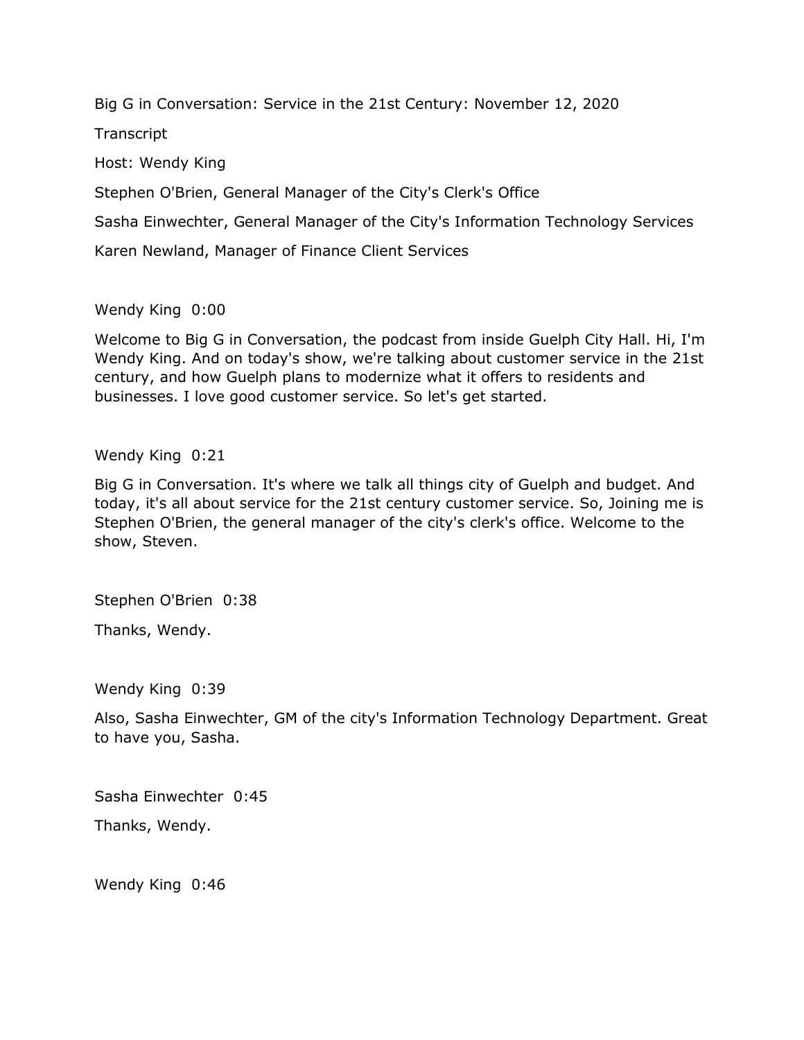Big G in Conversation: Service in the 21st Century: November 12, 2020

Transcript

Host: Wendy King

Stephen O'Brien, General Manager of the City's Clerk's Office

Sasha Einwechter, General Manager of the City's Information Technology Services

Karen Newland, Manager of Finance Client Services

Wendy King 0:00

Welcome to Big G in Conversation, the podcast from inside Guelph City Hall. Hi, I'm Wendy King. And on today's show, we're talking about customer service in the 21st century, and how Guelph plans to modernize what it offers to residents and businesses. I love good customer service. So let's get started.

Wendy King 0:21

Big G in Conversation. It's where we talk all things city of Guelph and budget. And today, it's all about service for the 21st century customer service. So, Joining me is Stephen O'Brien, the general manager of the city's clerk's office. Welcome to the show, Steven.

Stephen O'Brien 0:38

Thanks, Wendy.

Wendy King 0:39

Also, Sasha Einwechter, GM of the city's Information Technology Department. Great to have you, Sasha.

Sasha Einwechter 0:45

Thanks, Wendy.

Wendy King 0:46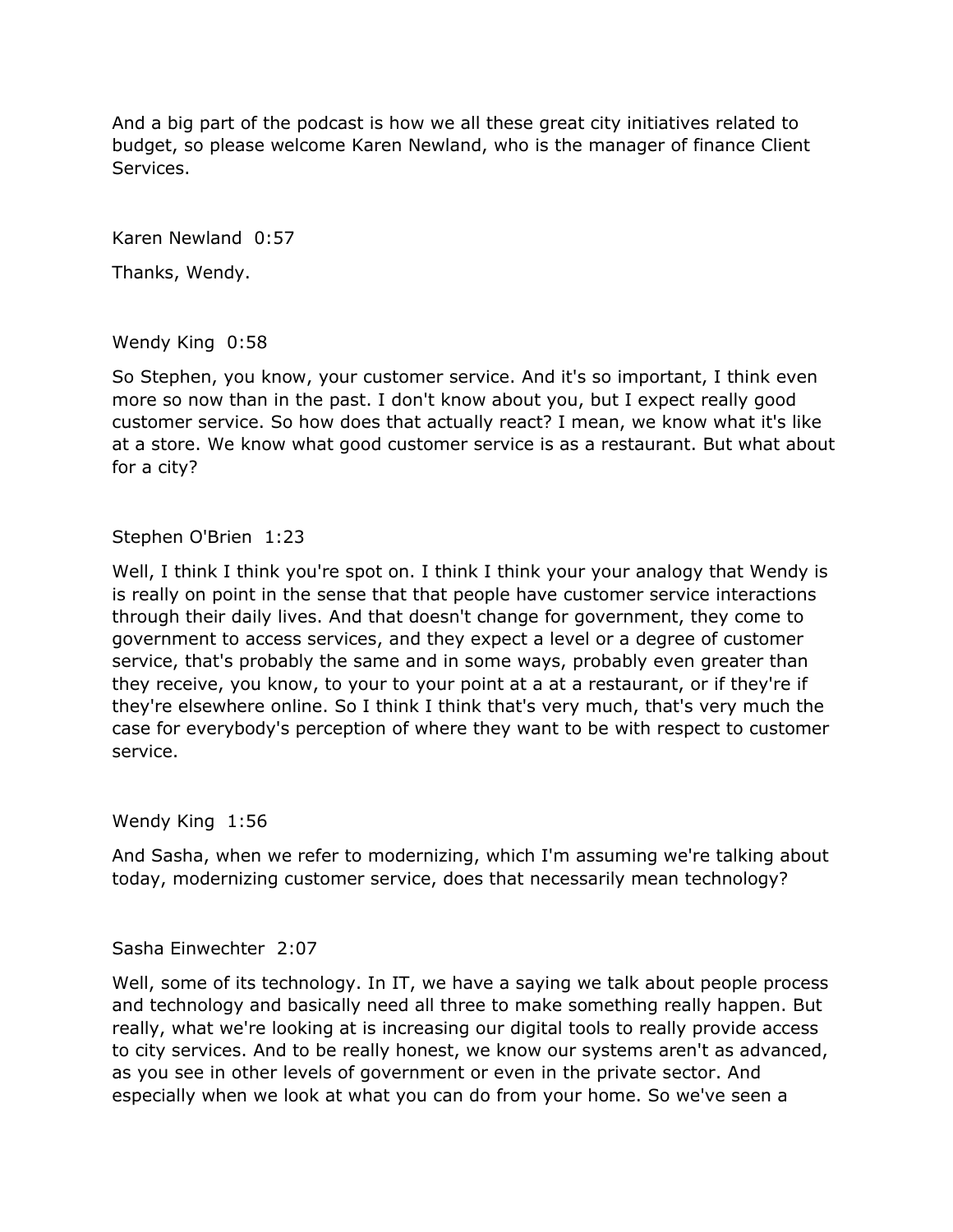And a big part of the podcast is how we all these great city initiatives related to budget, so please welcome Karen Newland, who is the manager of finance Client Services.

Karen Newland 0:57

Thanks, Wendy.

Wendy King 0:58

So Stephen, you know, your customer service. And it's so important, I think even more so now than in the past. I don't know about you, but I expect really good customer service. So how does that actually react? I mean, we know what it's like at a store. We know what good customer service is as a restaurant. But what about for a city?

Stephen O'Brien 1:23

Well, I think I think you're spot on. I think I think your your analogy that Wendy is is really on point in the sense that that people have customer service interactions through their daily lives. And that doesn't change for government, they come to government to access services, and they expect a level or a degree of customer service, that's probably the same and in some ways, probably even greater than they receive, you know, to your to your point at a at a restaurant, or if they're if they're elsewhere online. So I think I think that's very much, that's very much the case for everybody's perception of where they want to be with respect to customer service.

Wendy King 1:56

And Sasha, when we refer to modernizing, which I'm assuming we're talking about today, modernizing customer service, does that necessarily mean technology?

Sasha Einwechter 2:07

Well, some of its technology. In IT, we have a saying we talk about people process and technology and basically need all three to make something really happen. But really, what we're looking at is increasing our digital tools to really provide access to city services. And to be really honest, we know our systems aren't as advanced, as you see in other levels of government or even in the private sector. And especially when we look at what you can do from your home. So we've seen a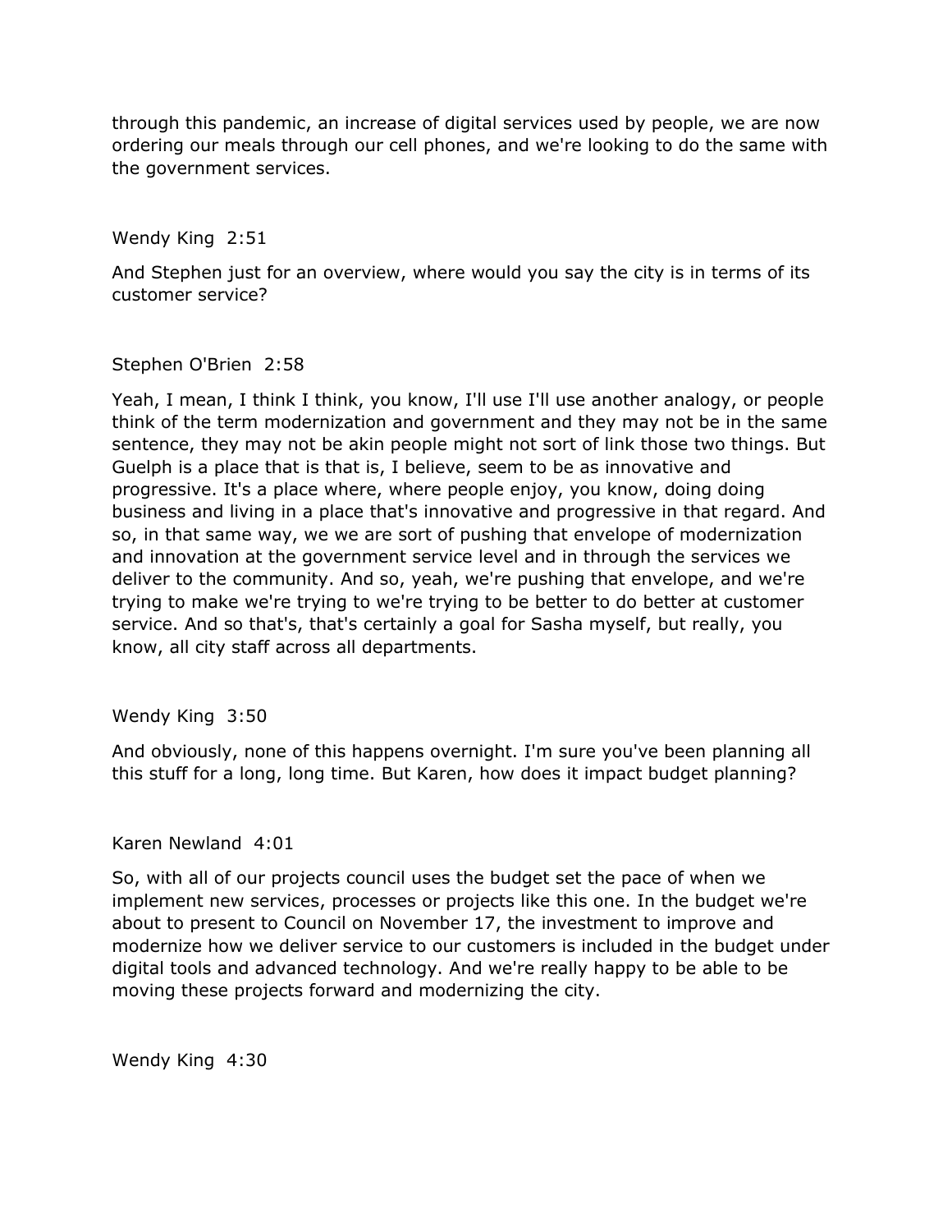through this pandemic, an increase of digital services used by people, we are now ordering our meals through our cell phones, and we're looking to do the same with the government services.

Wendy King 2:51

And Stephen just for an overview, where would you say the city is in terms of its customer service?

Stephen O'Brien 2:58

Yeah, I mean, I think I think, you know, I'll use I'll use another analogy, or people think of the term modernization and government and they may not be in the same sentence, they may not be akin people might not sort of link those two things. But Guelph is a place that is that is, I believe, seem to be as innovative and progressive. It's a place where, where people enjoy, you know, doing doing business and living in a place that's innovative and progressive in that regard. And so, in that same way, we we are sort of pushing that envelope of modernization and innovation at the government service level and in through the services we deliver to the community. And so, yeah, we're pushing that envelope, and we're trying to make we're trying to we're trying to be better to do better at customer service. And so that's, that's certainly a goal for Sasha myself, but really, you know, all city staff across all departments.

Wendy King 3:50

And obviously, none of this happens overnight. I'm sure you've been planning all this stuff for a long, long time. But Karen, how does it impact budget planning?

Karen Newland 4:01

So, with all of our projects council uses the budget set the pace of when we implement new services, processes or projects like this one. In the budget we're about to present to Council on November 17, the investment to improve and modernize how we deliver service to our customers is included in the budget under digital tools and advanced technology. And we're really happy to be able to be moving these projects forward and modernizing the city.

Wendy King 4:30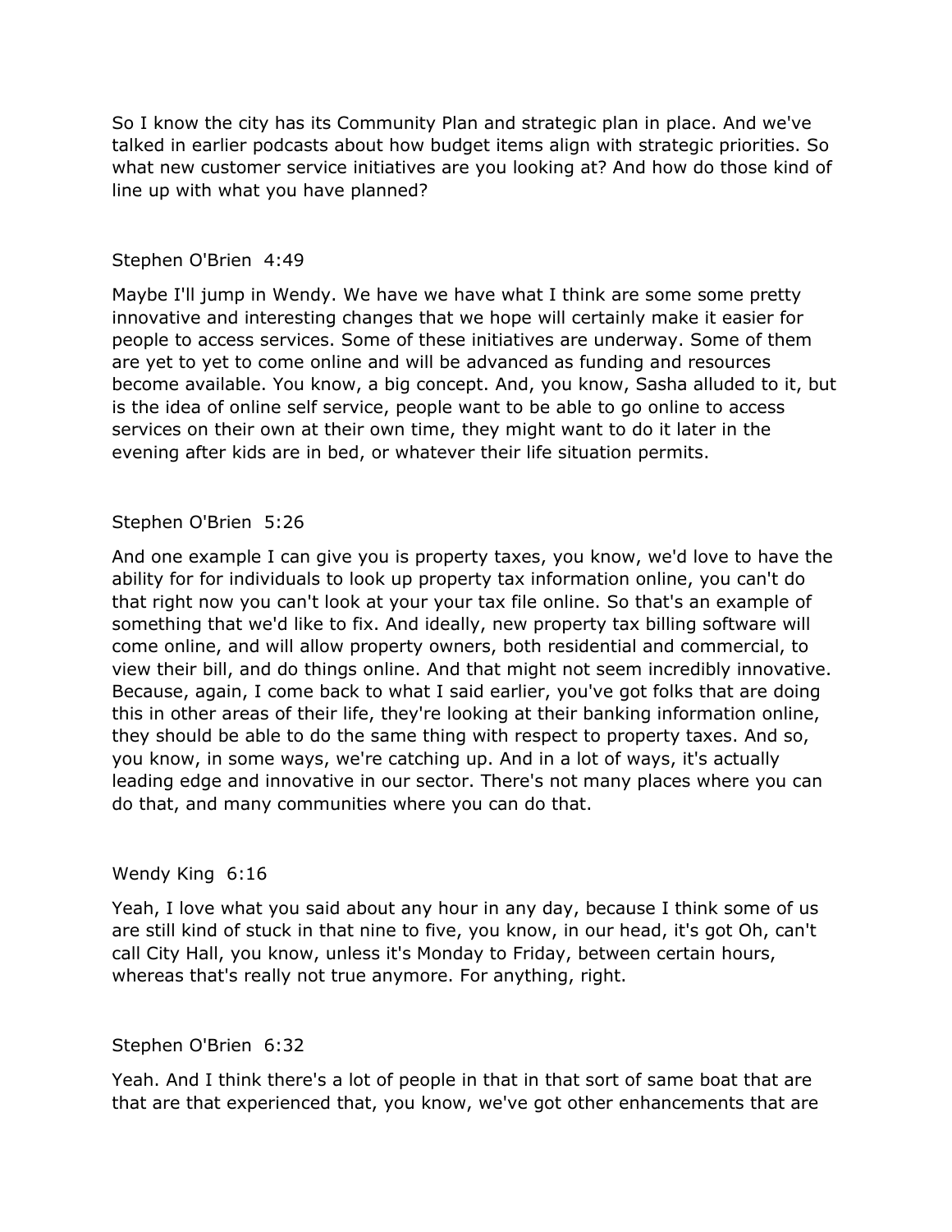So I know the city has its Community Plan and strategic plan in place. And we've talked in earlier podcasts about how budget items align with strategic priorities. So what new customer service initiatives are you looking at? And how do those kind of line up with what you have planned?

Stephen O'Brien 4:49

Maybe I'll jump in Wendy. We have we have what I think are some some pretty innovative and interesting changes that we hope will certainly make it easier for people to access services. Some of these initiatives are underway. Some of them are yet to yet to come online and will be advanced as funding and resources become available. You know, a big concept. And, you know, Sasha alluded to it, but is the idea of online self service, people want to be able to go online to access services on their own at their own time, they might want to do it later in the evening after kids are in bed, or whatever their life situation permits.

Stephen O'Brien 5:26

And one example I can give you is property taxes, you know, we'd love to have the ability for for individuals to look up property tax information online, you can't do that right now you can't look at your your tax file online. So that's an example of something that we'd like to fix. And ideally, new property tax billing software will come online, and will allow property owners, both residential and commercial, to view their bill, and do things online. And that might not seem incredibly innovative. Because, again, I come back to what I said earlier, you've got folks that are doing this in other areas of their life, they're looking at their banking information online, they should be able to do the same thing with respect to property taxes. And so, you know, in some ways, we're catching up. And in a lot of ways, it's actually leading edge and innovative in our sector. There's not many places where you can do that, and many communities where you can do that.

Wendy King 6:16

Yeah, I love what you said about any hour in any day, because I think some of us are still kind of stuck in that nine to five, you know, in our head, it's got Oh, can't call City Hall, you know, unless it's Monday to Friday, between certain hours, whereas that's really not true anymore. For anything, right.

Stephen O'Brien 6:32

Yeah. And I think there's a lot of people in that in that sort of same boat that are that are that experienced that, you know, we've got other enhancements that are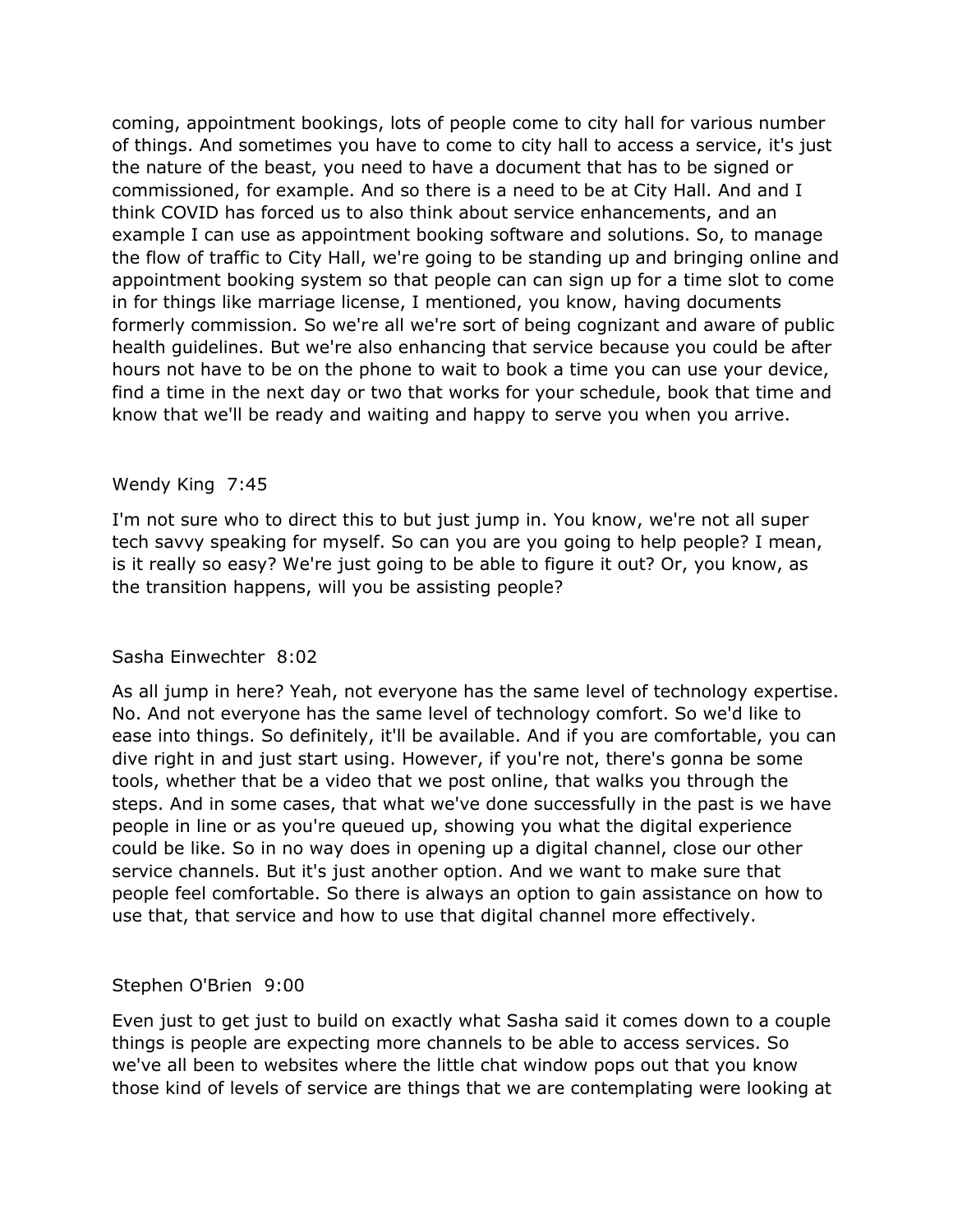coming, appointment bookings, lots of people come to city hall for various number of things. And sometimes you have to come to city hall to access a service, it's just the nature of the beast, you need to have a document that has to be signed or commissioned, for example. And so there is a need to be at City Hall. And and I think COVID has forced us to also think about service enhancements, and an example I can use as appointment booking software and solutions. So, to manage the flow of traffic to City Hall, we're going to be standing up and bringing online and appointment booking system so that people can can sign up for a time slot to come in for things like marriage license, I mentioned, you know, having documents formerly commission. So we're all we're sort of being cognizant and aware of public health guidelines. But we're also enhancing that service because you could be after hours not have to be on the phone to wait to book a time you can use your device, find a time in the next day or two that works for your schedule, book that time and know that we'll be ready and waiting and happy to serve you when you arrive.

Wendy King 7:45

I'm not sure who to direct this to but just jump in. You know, we're not all super tech savvy speaking for myself. So can you are you going to help people? I mean, is it really so easy? We're just going to be able to figure it out? Or, you know, as the transition happens, will you be assisting people?

Sasha Einwechter 8:02

As all jump in here? Yeah, not everyone has the same level of technology expertise. No. And not everyone has the same level of technology comfort. So we'd like to ease into things. So definitely, it'll be available. And if you are comfortable, you can dive right in and just start using. However, if you're not, there's gonna be some tools, whether that be a video that we post online, that walks you through the steps. And in some cases, that what we've done successfully in the past is we have people in line or as you're queued up, showing you what the digital experience could be like. So in no way does in opening up a digital channel, close our other service channels. But it's just another option. And we want to make sure that people feel comfortable. So there is always an option to gain assistance on how to use that, that service and how to use that digital channel more effectively.

Stephen O'Brien 9:00

Even just to get just to build on exactly what Sasha said it comes down to a couple things is people are expecting more channels to be able to access services. So we've all been to websites where the little chat window pops out that you know those kind of levels of service are things that we are contemplating were looking at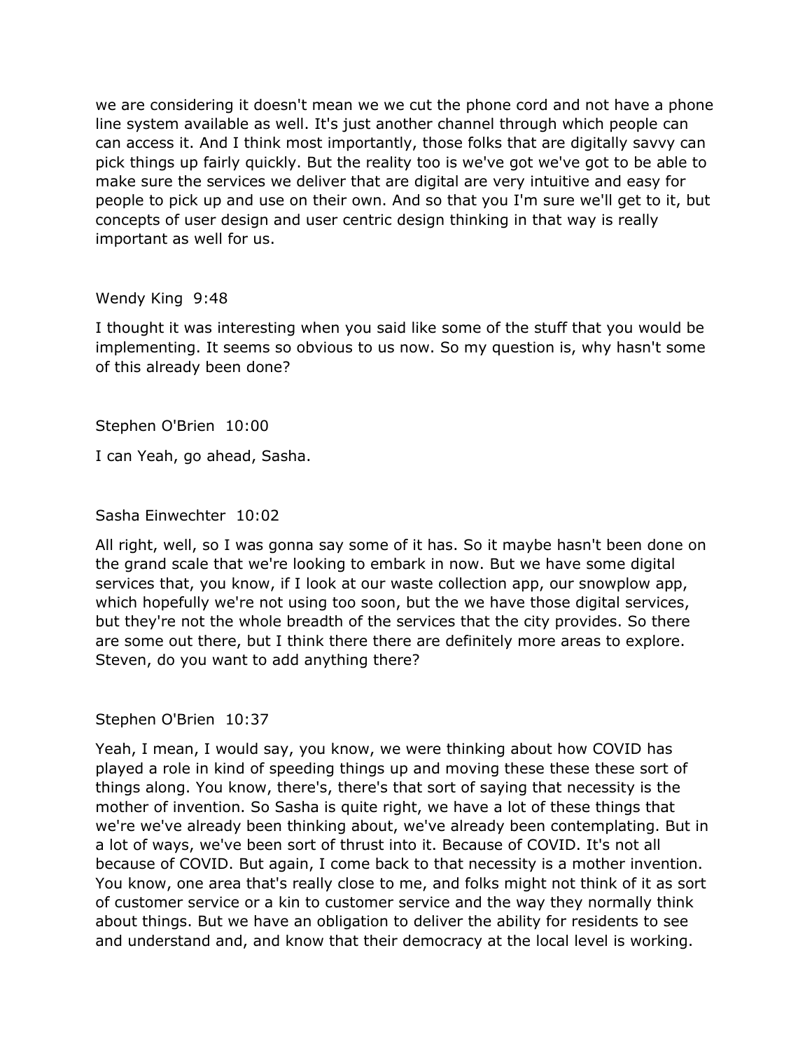we are considering it doesn't mean we we cut the phone cord and not have a phone line system available as well. It's just another channel through which people can can access it. And I think most importantly, those folks that are digitally savvy can pick things up fairly quickly. But the reality too is we've got we've got to be able to make sure the services we deliver that are digital are very intuitive and easy for people to pick up and use on their own. And so that you I'm sure we'll get to it, but concepts of user design and user centric design thinking in that way is really important as well for us.

Wendy King 9:48

I thought it was interesting when you said like some of the stuff that you would be implementing. It seems so obvious to us now. So my question is, why hasn't some of this already been done?

Stephen O'Brien 10:00

I can Yeah, go ahead, Sasha.

Sasha Einwechter 10:02

All right, well, so I was gonna say some of it has. So it maybe hasn't been done on the grand scale that we're looking to embark in now. But we have some digital services that, you know, if I look at our waste collection app, our snowplow app, which hopefully we're not using too soon, but the we have those digital services, but they're not the whole breadth of the services that the city provides. So there are some out there, but I think there there are definitely more areas to explore. Steven, do you want to add anything there?

Stephen O'Brien 10:37

Yeah, I mean, I would say, you know, we were thinking about how COVID has played a role in kind of speeding things up and moving these these these sort of things along. You know, there's, there's that sort of saying that necessity is the mother of invention. So Sasha is quite right, we have a lot of these things that we're we've already been thinking about, we've already been contemplating. But in a lot of ways, we've been sort of thrust into it. Because of COVID. It's not all because of COVID. But again, I come back to that necessity is a mother invention. You know, one area that's really close to me, and folks might not think of it as sort of customer service or a kin to customer service and the way they normally think about things. But we have an obligation to deliver the ability for residents to see and understand and, and know that their democracy at the local level is working.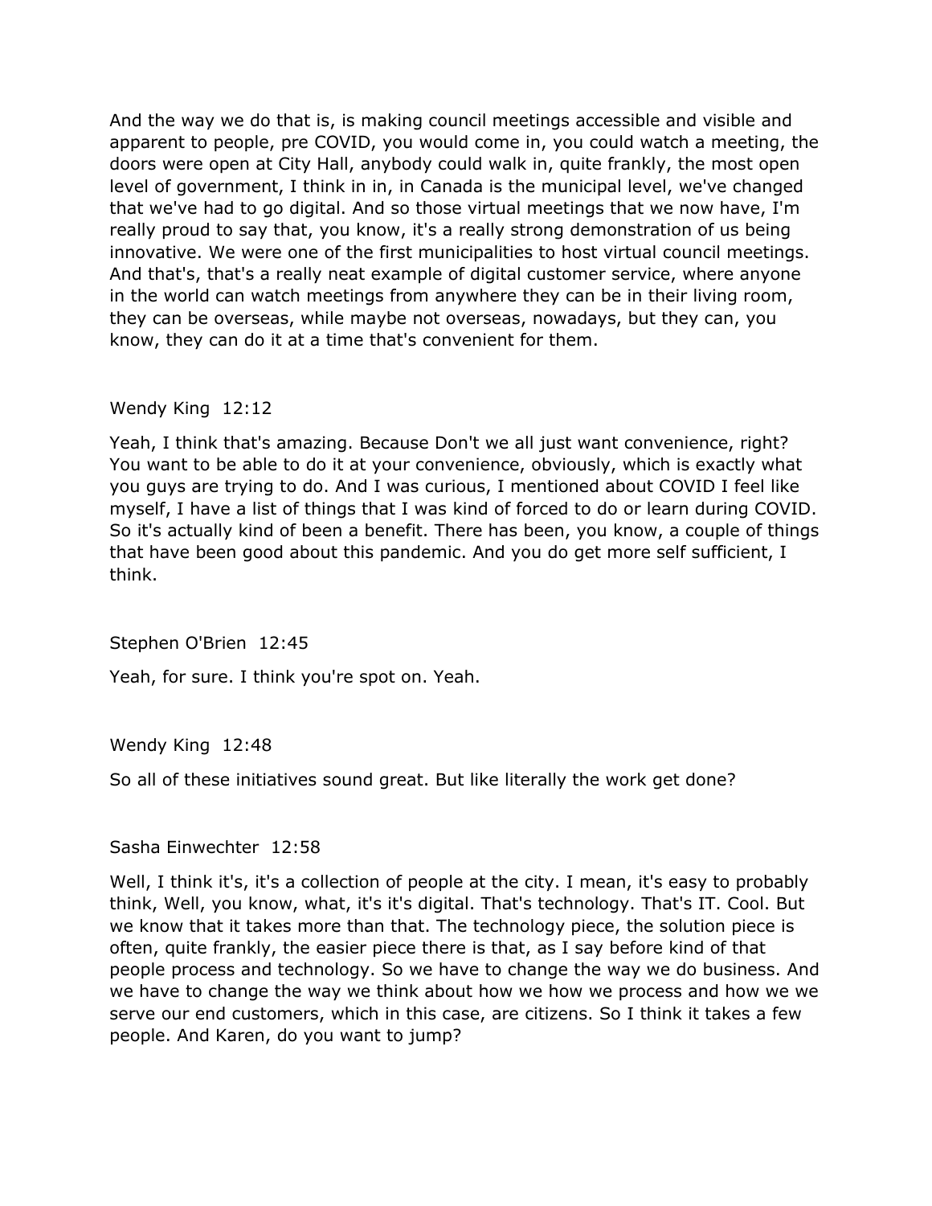And the way we do that is, is making council meetings accessible and visible and apparent to people, pre COVID, you would come in, you could watch a meeting, the doors were open at City Hall, anybody could walk in, quite frankly, the most open level of government, I think in in, in Canada is the municipal level, we've changed that we've had to go digital. And so those virtual meetings that we now have, I'm really proud to say that, you know, it's a really strong demonstration of us being innovative. We were one of the first municipalities to host virtual council meetings. And that's, that's a really neat example of digital customer service, where anyone in the world can watch meetings from anywhere they can be in their living room, they can be overseas, while maybe not overseas, nowadays, but they can, you know, they can do it at a time that's convenient for them.

Wendy King 12:12

Yeah, I think that's amazing. Because Don't we all just want convenience, right? You want to be able to do it at your convenience, obviously, which is exactly what you guys are trying to do. And I was curious, I mentioned about COVID I feel like myself, I have a list of things that I was kind of forced to do or learn during COVID. So it's actually kind of been a benefit. There has been, you know, a couple of things that have been good about this pandemic. And you do get more self sufficient, I think.

Stephen O'Brien 12:45

Yeah, for sure. I think you're spot on. Yeah.

Wendy King 12:48

So all of these initiatives sound great. But like literally the work get done?

Sasha Einwechter 12:58

Well, I think it's, it's a collection of people at the city. I mean, it's easy to probably think, Well, you know, what, it's it's digital. That's technology. That's IT. Cool. But we know that it takes more than that. The technology piece, the solution piece is often, quite frankly, the easier piece there is that, as I say before kind of that people process and technology. So we have to change the way we do business. And we have to change the way we think about how we how we process and how we we serve our end customers, which in this case, are citizens. So I think it takes a few people. And Karen, do you want to jump?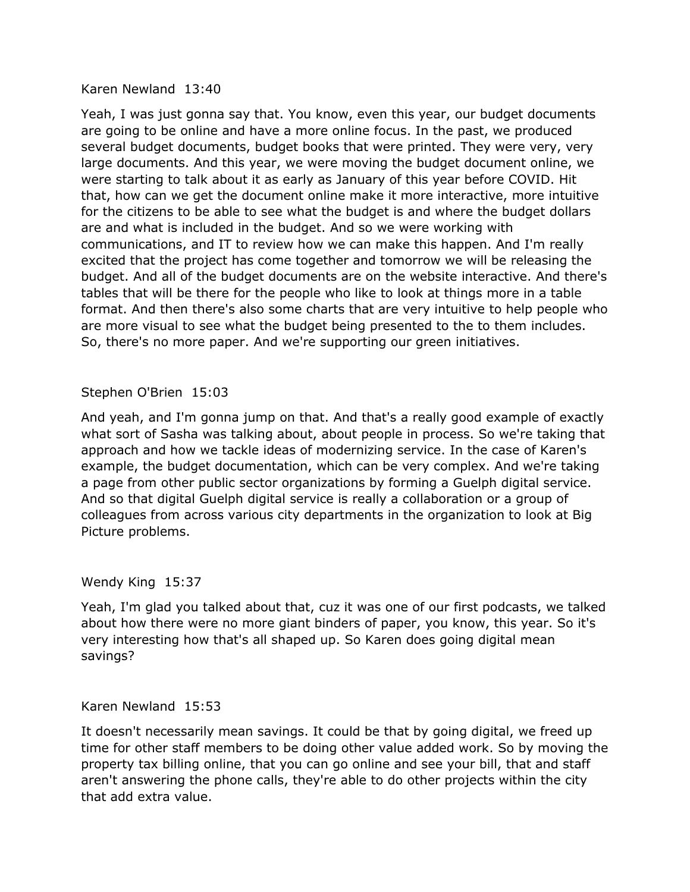Karen Newland  13:40

Yeah, I was just gonna say that. You know, even this year, our budget documents are going to be online and have a more online focus. In the past, we produced several budget documents, budget books that were printed. They were very, very large documents. And this year, we were moving the budget document online, we were starting to talk about it as early as January of this year before COVID. Hit that, how can we get the document online make it more interactive, more intuitive for the citizens to be able to see what the budget is and where the budget dollars are and what is included in the budget. And so we were working with communications, and IT to review how we can make this happen. And I'm really excited that the project has come together and tomorrow we will be releasing the budget. And all of the budget documents are on the website interactive. And there's tables that will be there for the people who like to look at things more in a table format. And then there's also some charts that are very intuitive to help people who are more visual to see what the budget being presented to the to them includes. So, there's no more paper. And we're supporting our green initiatives.

Stephen O'Brien  15:03

And yeah, and I'm gonna jump on that. And that's a really good example of exactly what sort of Sasha was talking about, about people in process. So we're taking that approach and how we tackle ideas of modernizing service. In the case of Karen's example, the budget documentation, which can be very complex. And we're taking a page from other public sector organizations by forming a Guelph digital service. And so that digital Guelph digital service is really a collaboration or a group of colleagues from across various city departments in the organization to look at Big Picture problems.

Wendy King  15:37

Yeah, I'm glad you talked about that, cuz it was one of our first podcasts, we talked about how there were no more giant binders of paper, you know, this year. So it's very interesting how that's all shaped up. So Karen does going digital mean savings?

Karen Newland  15:53

It doesn't necessarily mean savings. It could be that by going digital, we freed up time for other staff members to be doing other value added work. So by moving the property tax billing online, that you can go online and see your bill, that and staff aren't answering the phone calls, they're able to do other projects within the city that add extra value.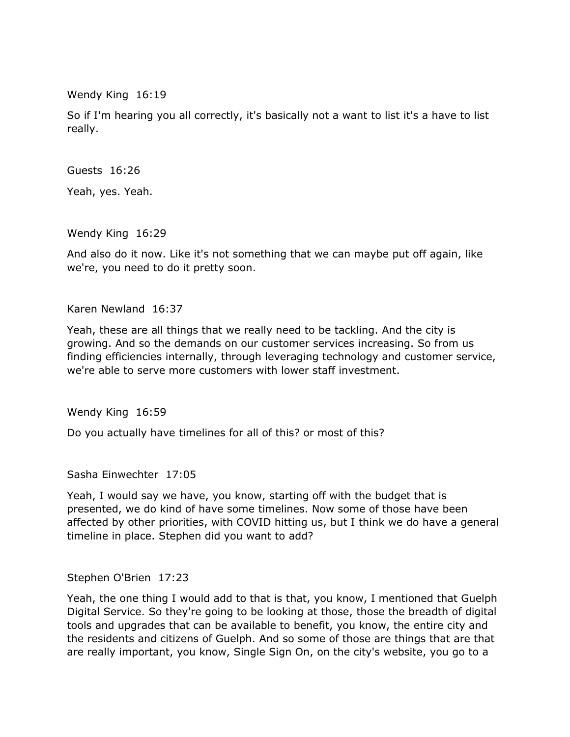Wendy King 16:19

So if I'm hearing you all correctly, it's basically not a want to list it's a have to list really.

Guests 16:26

Yeah, yes. Yeah.

Wendy King 16:29

And also do it now. Like it's not something that we can maybe put off again, like we're, you need to do it pretty soon.

Karen Newland 16:37

Yeah, these are all things that we really need to be tackling. And the city is growing. And so the demands on our customer services increasing. So from us finding efficiencies internally, through leveraging technology and customer service, we're able to serve more customers with lower staff investment.

Wendy King 16:59

Do you actually have timelines for all of this? or most of this?

Sasha Einwechter 17:05

Yeah, I would say we have, you know, starting off with the budget that is presented, we do kind of have some timelines. Now some of those have been affected by other priorities, with COVID hitting us, but I think we do have a general timeline in place. Stephen did you want to add?

Stephen O'Brien 17:23

Yeah, the one thing I would add to that is that, you know, I mentioned that Guelph Digital Service. So they're going to be looking at those, those the breadth of digital tools and upgrades that can be available to benefit, you know, the entire city and the residents and citizens of Guelph. And so some of those are things that are that are really important, you know, Single Sign On, on the city's website, you go to a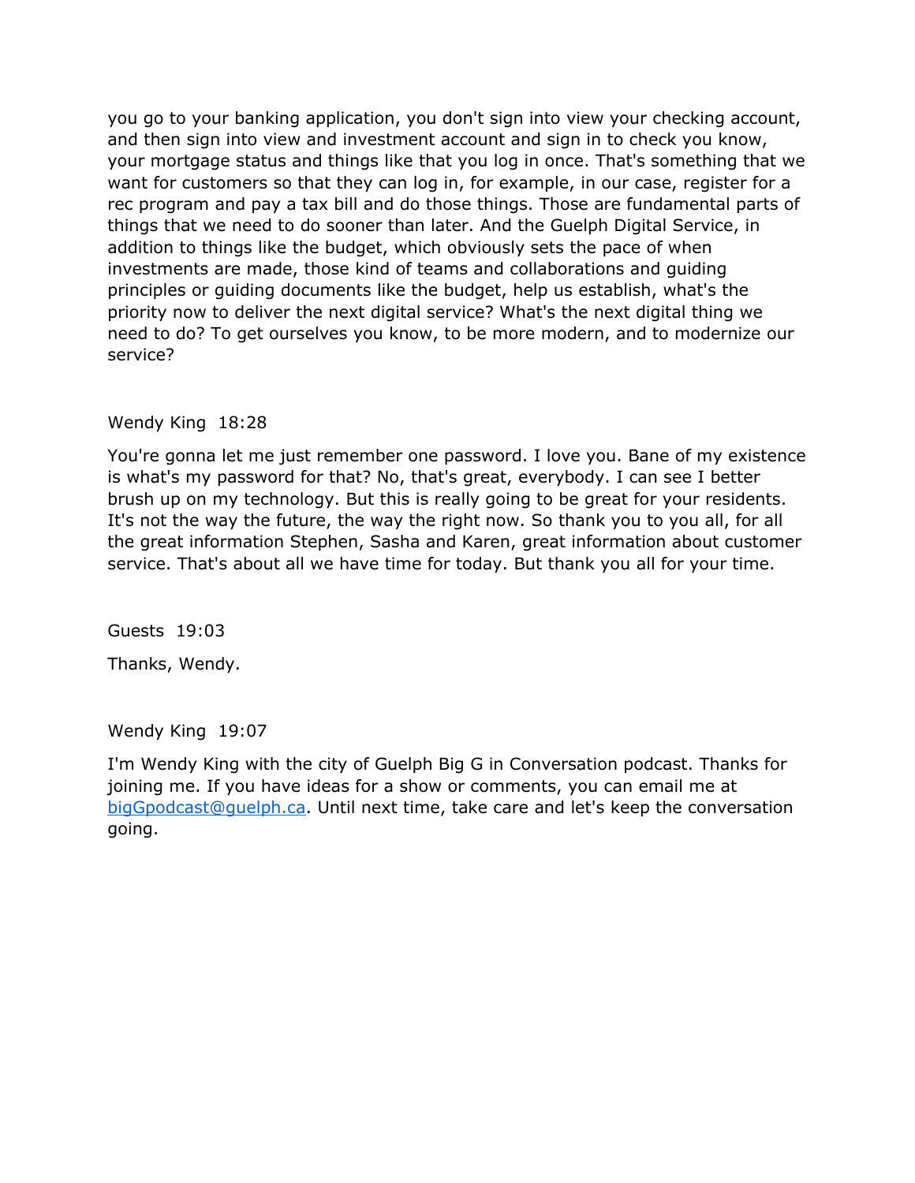you go to your banking application, you don't sign into view your checking account, and then sign into view and investment account and sign in to check you know, your mortgage status and things like that you log in once. That's something that we want for customers so that they can log in, for example, in our case, register for a rec program and pay a tax bill and do those things. Those are fundamental parts of things that we need to do sooner than later. And the Guelph Digital Service, in addition to things like the budget, which obviously sets the pace of when investments are made, those kind of teams and collaborations and guiding principles or guiding documents like the budget, help us establish, what's the priority now to deliver the next digital service? What's the next digital thing we need to do? To get ourselves you know, to be more modern, and to modernize our service?

Wendy King 18:28

You're gonna let me just remember one password. I love you. Bane of my existence is what's my password for that? No, that's great, everybody. I can see I better brush up on my technology. But this is really going to be great for your residents. It's not the way the future, the way the right now. So thank you to you all, for all the great information Stephen, Sasha and Karen, great information about customer service. That's about all we have time for today. But thank you all for your time.

Guests 19:03

Thanks, Wendy.

Wendy King 19:07

I'm Wendy King with the city of Guelph Big G in Conversation podcast. Thanks for joining me. If you have ideas for a show or comments, you can email me at [bigGpodcast@guelph.ca](mailto:bigGpodcast@guelph.ca). Until next time, take care and let's keep the conversation going.